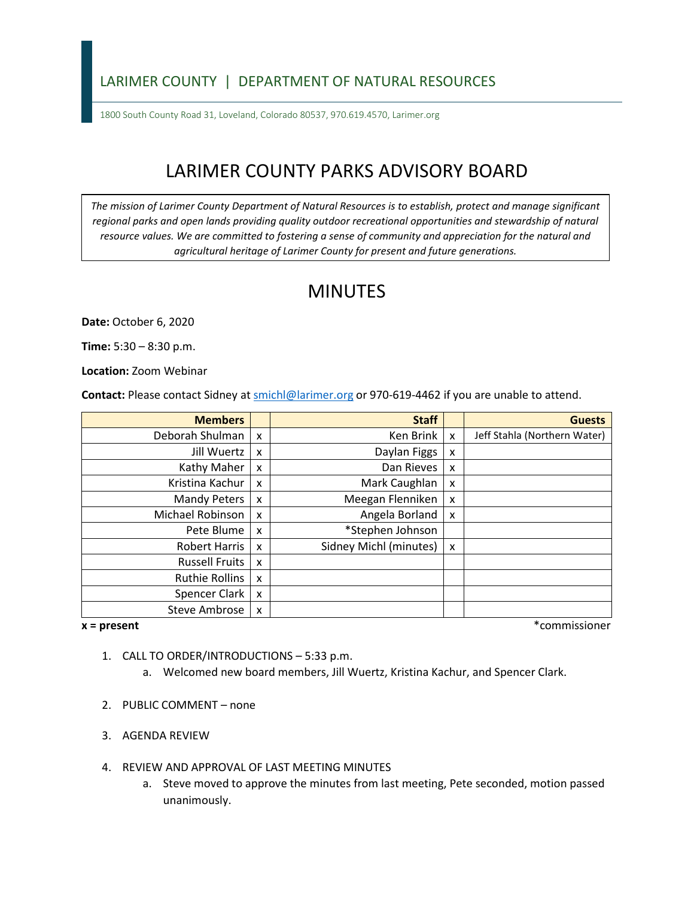LARIMER COUNTY | DEPARTMENT OF NATURAL RESOURCES

1800 South County Road 31, Loveland, Colorado 80537, 970.619.4570, Larimer.org

# LARIMER COUNTY PARKS ADVISORY BOARD

*The mission of Larimer County Department of Natural Resources is to establish, protect and manage significant regional parks and open lands providing quality outdoor recreational opportunities and stewardship of natural resource values. We are committed to fostering a sense of community and appreciation for the natural and agricultural heritage of Larimer County for present and future generations.*

# MINUTES

**Date:** October 6, 2020

**Time:** 5:30 – 8:30 p.m.

**Location:** Zoom Webinar

**Contact:** Please contact Sidney at smichl@larimer.org or 970-619-4462 if you are unable to attend.

| Members | | Staff | | Guests |
|---|---|---|---|---|
| Deborah Shulman | x | Ken Brink | x | Jeff Stahla (Northern Water) |
| Jill Wuertz | x | Daylan Figgs | x | |
| Kathy Maher | x | Dan Rieves | x | |
| Kristina Kachur | x | Mark Caughlan | x | |
| Mandy Peters | x | Meegan Flenniken | x | |
| Michael Robinson | x | Angela Borland | x | |
| Pete Blume | x | *Stephen Johnson | | |
| Robert Harris | x | Sidney Michl (minutes) | x | |
| Russell Fruits | x | | | |
| Ruthie Rollins | x | | | |
| Spencer Clark | x | | | |
| Steve Ambrose | x | | | |

**x = present** *commissioner

1. CALL TO ORDER/INTRODUCTIONS – 5:33 p.m.
   a. Welcomed new board members, Jill Wuertz, Kristina Kachur, and Spencer Clark.

2. PUBLIC COMMENT – none

3. AGENDA REVIEW

4. REVIEW AND APPROVAL OF LAST MEETING MINUTES
   a. Steve moved to approve the minutes from last meeting, Pete seconded, motion passed unanimously.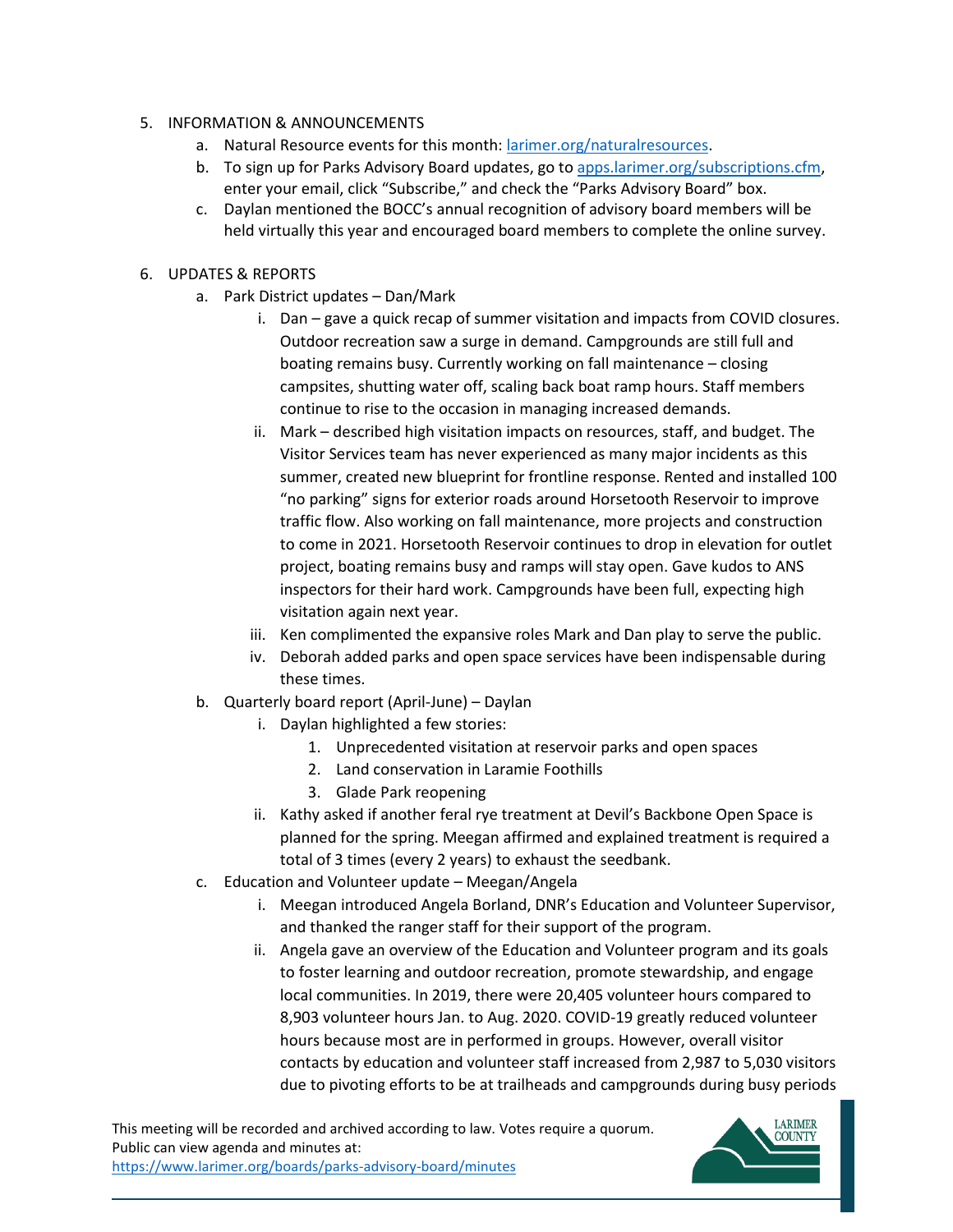5. INFORMATION & ANNOUNCEMENTS
    a. Natural Resource events for this month: [larimer.org/naturalresources](larimer.org/naturalresources).
    b. To sign up for Parks Advisory Board updates, go to [apps.larimer.org/subscriptions.cfm](apps.larimer.org/subscriptions.cfm), enter your email, click "Subscribe," and check the "Parks Advisory Board" box.
    c. Daylan mentioned the BOCC's annual recognition of advisory board members will be held virtually this year and encouraged board members to complete the online survey.

6. UPDATES & REPORTS
    a. Park District updates – Dan/Mark
        i. Dan – gave a quick recap of summer visitation and impacts from COVID closures. Outdoor recreation saw a surge in demand. Campgrounds are still full and boating remains busy. Currently working on fall maintenance – closing campsites, shutting water off, scaling back boat ramp hours. Staff members continue to rise to the occasion in managing increased demands.
        ii. Mark – described high visitation impacts on resources, staff, and budget. The Visitor Services team has never experienced as many major incidents as this summer, created new blueprint for frontline response. Rented and installed 100 "no parking" signs for exterior roads around Horsetooth Reservoir to improve traffic flow. Also working on fall maintenance, more projects and construction to come in 2021. Horsetooth Reservoir continues to drop in elevation for outlet project, boating remains busy and ramps will stay open. Gave kudos to ANS inspectors for their hard work. Campgrounds have been full, expecting high visitation again next year.
        iii. Ken complimented the expansive roles Mark and Dan play to serve the public.
        iv. Deborah added parks and open space services have been indispensable during these times.
    b. Quarterly board report (April-June) – Daylan
        i. Daylan highlighted a few stories:
            1. Unprecedented visitation at reservoir parks and open spaces
            2. Land conservation in Laramie Foothills
            3. Glade Park reopening
        ii. Kathy asked if another feral rye treatment at Devil's Backbone Open Space is planned for the spring. Meegan affirmed and explained treatment is required a total of 3 times (every 2 years) to exhaust the seedbank.
    c. Education and Volunteer update – Meegan/Angela
        i. Meegan introduced Angela Borland, DNR's Education and Volunteer Supervisor, and thanked the ranger staff for their support of the program.
        ii. Angela gave an overview of the Education and Volunteer program and its goals to foster learning and outdoor recreation, promote stewardship, and engage local communities. In 2019, there were 20,405 volunteer hours compared to 8,903 volunteer hours Jan. to Aug. 2020. COVID-19 greatly reduced volunteer hours because most are in performed in groups. However, overall visitor contacts by education and volunteer staff increased from 2,987 to 5,030 visitors due to pivoting efforts to be at trailheads and campgrounds during busy periods

This meeting will be recorded and archived according to law. Votes require a quorum. Public can view agenda and minutes at: [https://www.larimer.org/boards/parks-advisory-board/minutes](https://www.larimer.org/boards/parks-advisory-board/minutes)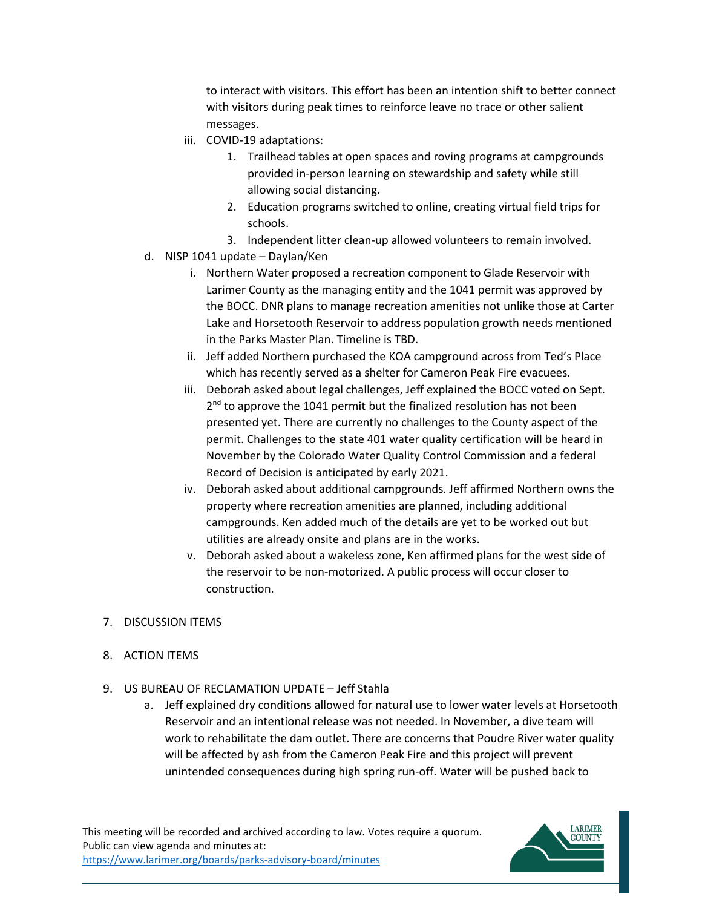to interact with visitors. This effort has been an intention shift to better connect with visitors during peak times to reinforce leave no trace or other salient messages.

   iii. COVID-19 adaptations:
      1. Trailhead tables at open spaces and roving programs at campgrounds provided in-person learning on stewardship and safety while still allowing social distancing.
      2. Education programs switched to online, creating virtual field trips for schools.
      3. Independent litter clean-up allowed volunteers to remain involved.

d. NISP 1041 update – Daylan/Ken
   i. Northern Water proposed a recreation component to Glade Reservoir with Larimer County as the managing entity and the 1041 permit was approved by the BOCC. DNR plans to manage recreation amenities not unlike those at Carter Lake and Horsetooth Reservoir to address population growth needs mentioned in the Parks Master Plan. Timeline is TBD.
   ii. Jeff added Northern purchased the KOA campground across from Ted's Place which has recently served as a shelter for Cameron Peak Fire evacuees.
   iii. Deborah asked about legal challenges, Jeff explained the BOCC voted on Sept. 2nd to approve the 1041 permit but the finalized resolution has not been presented yet. There are currently no challenges to the County aspect of the permit. Challenges to the state 401 water quality certification will be heard in November by the Colorado Water Quality Control Commission and a federal Record of Decision is anticipated by early 2021.
   iv. Deborah asked about additional campgrounds. Jeff affirmed Northern owns the property where recreation amenities are planned, including additional campgrounds. Ken added much of the details are yet to be worked out but utilities are already onsite and plans are in the works.
   v. Deborah asked about a wakeless zone, Ken affirmed plans for the west side of the reservoir to be non-motorized. A public process will occur closer to construction.

7. DISCUSSION ITEMS

8. ACTION ITEMS

9. US BUREAU OF RECLAMATION UPDATE – Jeff Stahla
   a. Jeff explained dry conditions allowed for natural use to lower water levels at Horsetooth Reservoir and an intentional release was not needed. In November, a dive team will work to rehabilitate the dam outlet. There are concerns that Poudre River water quality will be affected by ash from the Cameron Peak Fire and this project will prevent unintended consequences during high spring run-off. Water will be pushed back to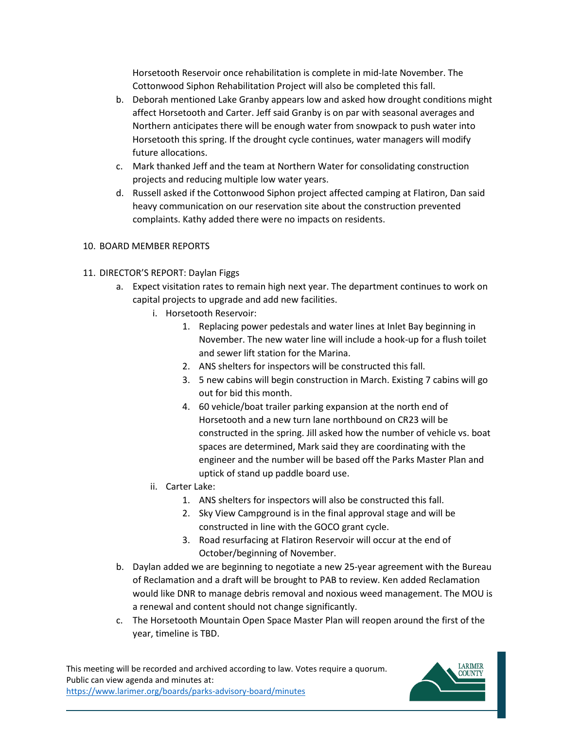Horsetooth Reservoir once rehabilitation is complete in mid-late November. The Cottonwood Siphon Rehabilitation Project will also be completed this fall.

b. Deborah mentioned Lake Granby appears low and asked how drought conditions might affect Horsetooth and Carter. Jeff said Granby is on par with seasonal averages and Northern anticipates there will be enough water from snowpack to push water into Horsetooth this spring. If the drought cycle continues, water managers will modify future allocations.

c. Mark thanked Jeff and the team at Northern Water for consolidating construction projects and reducing multiple low water years.

d. Russell asked if the Cottonwood Siphon project affected camping at Flatiron, Dan said heavy communication on our reservation site about the construction prevented complaints. Kathy added there were no impacts on residents.

10. BOARD MEMBER REPORTS

11. DIRECTOR'S REPORT: Daylan Figgs

   a. Expect visitation rates to remain high next year. The department continues to work on capital projects to upgrade and add new facilities.

      i. Horsetooth Reservoir:

         1. Replacing power pedestals and water lines at Inlet Bay beginning in November. The new water line will include a hook-up for a flush toilet and sewer lift station for the Marina.
         2. ANS shelters for inspectors will be constructed this fall.
         3. 5 new cabins will begin construction in March. Existing 7 cabins will go out for bid this month.
         4. 60 vehicle/boat trailer parking expansion at the north end of Horsetooth and a new turn lane northbound on CR23 will be constructed in the spring. Jill asked how the number of vehicle vs. boat spaces are determined, Mark said they are coordinating with the engineer and the number will be based off the Parks Master Plan and uptick of stand up paddle board use.

      ii. Carter Lake:

         1. ANS shelters for inspectors will also be constructed this fall.
         2. Sky View Campground is in the final approval stage and will be constructed in line with the GOCO grant cycle.
         3. Road resurfacing at Flatiron Reservoir will occur at the end of October/beginning of November.

   b. Daylan added we are beginning to negotiate a new 25-year agreement with the Bureau of Reclamation and a draft will be brought to PAB to review. Ken added Reclamation would like DNR to manage debris removal and noxious weed management. The MOU is a renewal and content should not change significantly.

   c. The Horsetooth Mountain Open Space Master Plan will reopen around the first of the year, timeline is TBD.

This meeting will be recorded and archived according to law. Votes require a quorum. Public can view agenda and minutes at: https://www.larimer.org/boards/parks-advisory-board/minutes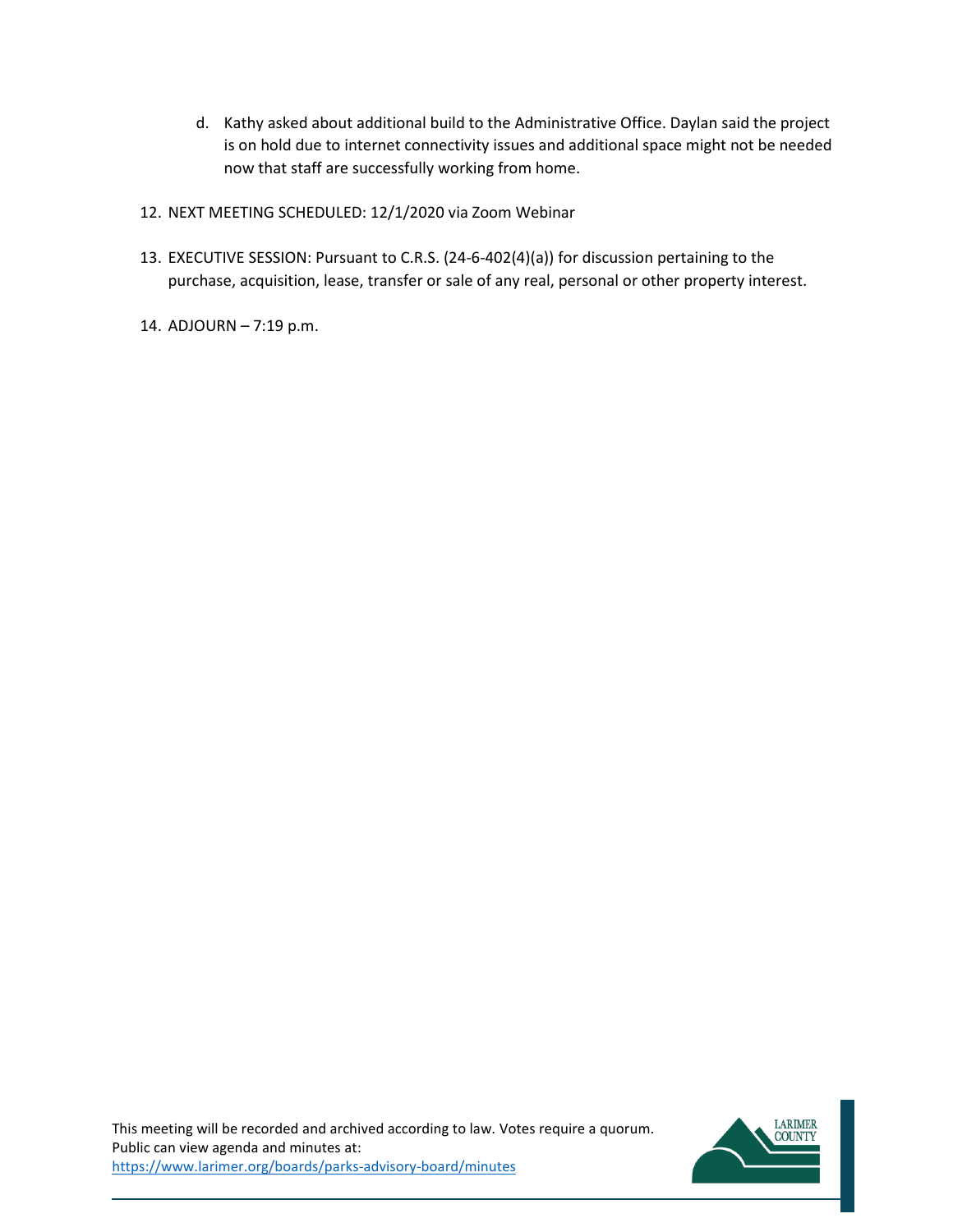d. Kathy asked about additional build to the Administrative Office. Daylan said the project is on hold due to internet connectivity issues and additional space might not be needed now that staff are successfully working from home.

12. NEXT MEETING SCHEDULED: 12/1/2020 via Zoom Webinar

13. EXECUTIVE SESSION: Pursuant to C.R.S. (24-6-402(4)(a)) for discussion pertaining to the purchase, acquisition, lease, transfer or sale of any real, personal or other property interest.

14. ADJOURN – 7:19 p.m.

This meeting will be recorded and archived according to law. Votes require a quorum.
Public can view agenda and minutes at:
https://www.larimer.org/boards/parks-advisory-board/minutes